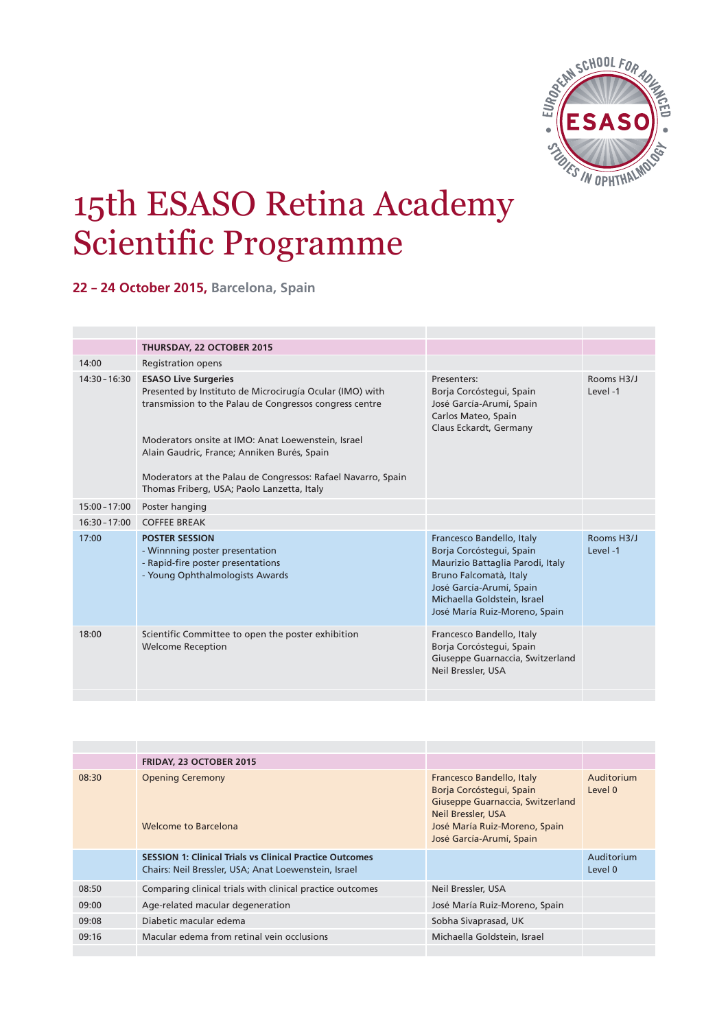# 15th ESASO Retina Academy Scientific Programme

**22 – 24 October 2015,** Barcelona, Spain

| | **THURSDAY, 22 OCTOBER 2015** | | |
|---|---|---|---|
| 14:00 | Registration opens | | |
| 14:30 - 16:30 | **ESASO Live Surgeries**<br>Presented by Instituto de Microcirugía Ocular (IMO) with transmission to the Palau de Congressos congress centre<br><br>Moderators onsite at IMO: Anat Loewenstein, Israel<br>Alain Gaudric, France; Anniken Burés, Spain<br><br>Moderators at the Palau de Congressos: Rafael Navarro, Spain<br>Thomas Friberg, USA; Paolo Lanzetta, Italy | Presenters:<br>Borja Corcóstegui, Spain<br>José García-Arumí, Spain<br>Carlos Mateo, Spain<br>Claus Eckardt, Germany | Rooms H3/J<br>Level -1 |
| 15:00 - 17:00 | Poster hanging | | |
| 16:30 - 17:00 | COFFEE BREAK | | |
| 17:00 | **POSTER SESSION**<br>- Winnning poster presentation<br>- Rapid-fire poster presentations<br>- Young Ophthalmologists Awards | Francesco Bandello, Italy<br>Borja Corcóstegui, Spain<br>Maurizio Battaglia Parodi, Italy<br>Bruno Falcomatà, Italy<br>José García-Arumí, Spain<br>Michaella Goldstein, Israel<br>José María Ruiz-Moreno, Spain | Rooms H3/J<br>Level -1 |
| 18:00 | Scientific Committee to open the poster exhibition<br>Welcome Reception | Francesco Bandello, Italy<br>Borja Corcóstegui, Spain<br>Giuseppe Guarnaccia, Switzerland<br>Neil Bressler, USA | |

| | **FRIDAY, 23 OCTOBER 2015** | | |
|---|---|---|---|
| 08:30 | Opening Ceremony<br><br>Welcome to Barcelona | Francesco Bandello, Italy<br>Borja Corcóstegui, Spain<br>Giuseppe Guarnaccia, Switzerland<br>Neil Bressler, USA<br>José María Ruiz-Moreno, Spain<br>José García-Arumí, Spain | Auditorium<br>Level 0 |
| | **SESSION 1: Clinical Trials vs Clinical Practice Outcomes**<br>Chairs: Neil Bressler, USA; Anat Loewenstein, Israel | | Auditorium<br>Level 0 |
| 08:50 | Comparing clinical trials with clinical practice outcomes | Neil Bressler, USA | |
| 09:00 | Age-related macular degeneration | José María Ruiz-Moreno, Spain | |
| 09:08 | Diabetic macular edema | Sobha Sivaprasad, UK | |
| 09:16 | Macular edema from retinal vein occlusions | Michaella Goldstein, Israel | |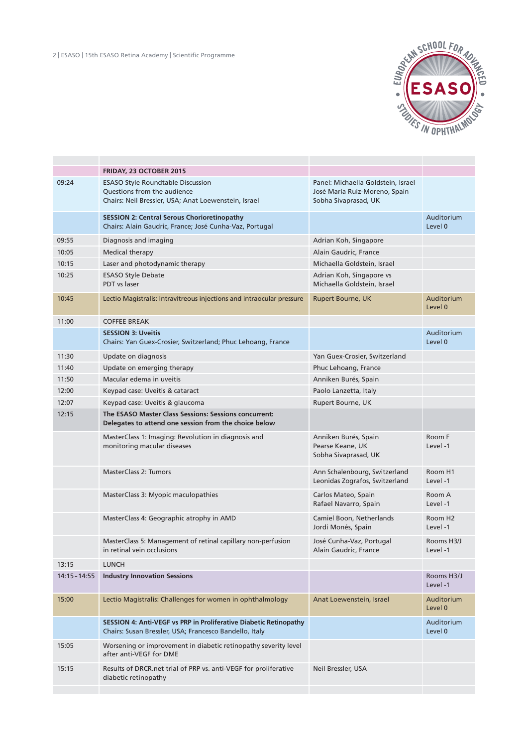| | FRIDAY, 23 OCTOBER 2015 | | |
|---|---|---|---|
| 09:24 | ESASO Style Roundtable Discussion<br>Questions from the audience<br>Chairs: Neil Bressler, USA; Anat Loewenstein, Israel | Panel: Michaella Goldstein, Israel<br>José María Ruiz-Moreno, Spain<br>Sobha Sivaprasad, UK | |
| | **SESSION 2: Central Serous Chorioretinopathy**<br>Chairs: Alain Gaudric, France; José Cunha-Vaz, Portugal | | Auditorium<br>Level 0 |
| 09:55 | Diagnosis and imaging | Adrian Koh, Singapore | |
| 10:05 | Medical therapy | Alain Gaudric, France | |
| 10:15 | Laser and photodynamic therapy | Michaella Goldstein, Israel | |
| 10:25 | ESASO Style Debate<br>PDT vs laser | Adrian Koh, Singapore vs<br>Michaella Goldstein, Israel | |
| 10:45 | Lectio Magistralis: Intravitreous injections and intraocular pressure | Rupert Bourne, UK | Auditorium<br>Level 0 |
| 11:00 | COFFEE BREAK | | |
| | **SESSION 3: Uveitis**<br>Chairs: Yan Guex-Crosier, Switzerland; Phuc Lehoang, France | | Auditorium<br>Level 0 |
| 11:30 | Update on diagnosis | Yan Guex-Crosier, Switzerland | |
| 11:40 | Update on emerging therapy | Phuc Lehoang, France | |
| 11:50 | Macular edema in uveitis | Anniken Burés, Spain | |
| 12:00 | Keypad case: Uveitis & cataract | Paolo Lanzetta, Italy | |
| 12:07 | Keypad case: Uveitis & glaucoma | Rupert Bourne, UK | |
| 12:15 | **The ESASO Master Class Sessions: Sessions concurrent: Delegates to attend one session from the choice below** | | |
| | MasterClass 1: Imaging: Revolution in diagnosis and monitoring macular diseases | Anniken Burés, Spain<br>Pearse Keane, UK<br>Sobha Sivaprasad, UK | Room F<br>Level -1 |
| | MasterClass 2: Tumors | Ann Schalenbourg, Switzerland<br>Leonidas Zografos, Switzerland | Room H1<br>Level -1 |
| | MasterClass 3: Myopic maculopathies | Carlos Mateo, Spain<br>Rafael Navarro, Spain | Room A<br>Level -1 |
| | MasterClass 4: Geographic atrophy in AMD | Camiel Boon, Netherlands<br>Jordi Monés, Spain | Room H2<br>Level -1 |
| | MasterClass 5: Management of retinal capillary non-perfusion in retinal vein occlusions | José Cunha-Vaz, Portugal<br>Alain Gaudric, France | Rooms H3/J<br>Level -1 |
| 13:15 | LUNCH | | |
| 14:15 - 14:55 | **Industry Innovation Sessions** | | Rooms H3/J<br>Level -1 |
| 15:00 | Lectio Magistralis: Challenges for women in ophthalmology | Anat Loewenstein, Israel | Auditorium<br>Level 0 |
| | **SESSION 4: Anti-VEGF vs PRP in Proliferative Diabetic Retinopathy**<br>Chairs: Susan Bressler, USA; Francesco Bandello, Italy | | Auditorium<br>Level 0 |
| 15:05 | Worsening or improvement in diabetic retinopathy severity level after anti-VEGF for DME | | |
| 15:15 | Results of DRCR.net trial of PRP vs. anti-VEGF for proliferative diabetic retinopathy | Neil Bressler, USA | |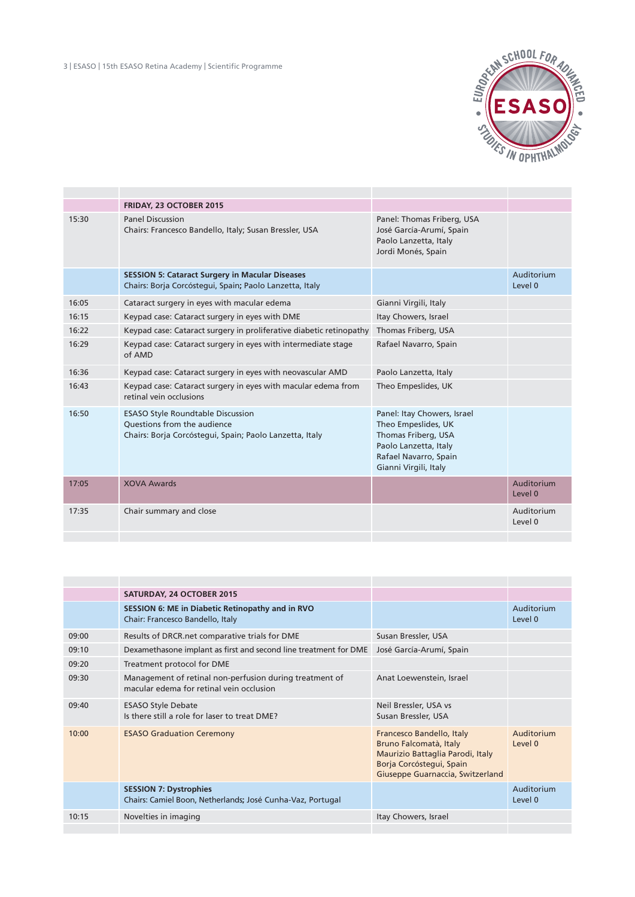| | FRIDAY, 23 OCTOBER 2015 | | |
|---|---|---|---|
| 15:30 | Panel Discussion<br>Chairs: Francesco Bandello, Italy; Susan Bressler, USA | Panel: Thomas Friberg, USA<br>José García-Arumí, Spain<br>Paolo Lanzetta, Italy<br>Jordi Monés, Spain | |
| | **SESSION 5: Cataract Surgery in Macular Diseases**<br>Chairs: Borja Corcóstegui, Spain; Paolo Lanzetta, Italy | | Auditorium Level 0 |
| 16:05 | Cataract surgery in eyes with macular edema | Gianni Virgili, Italy | |
| 16:15 | Keypad case: Cataract surgery in eyes with DME | Itay Chowers, Israel | |
| 16:22 | Keypad case: Cataract surgery in proliferative diabetic retinopathy | Thomas Friberg, USA | |
| 16:29 | Keypad case: Cataract surgery in eyes with intermediate stage of AMD | Rafael Navarro, Spain | |
| 16:36 | Keypad case: Cataract surgery in eyes with neovascular AMD | Paolo Lanzetta, Italy | |
| 16:43 | Keypad case: Cataract surgery in eyes with macular edema from retinal vein occlusions | Theo Empeslides, UK | |
| 16:50 | ESASO Style Roundtable Discussion<br>Questions from the audience<br>Chairs: Borja Corcóstegui, Spain; Paolo Lanzetta, Italy | Panel: Itay Chowers, Israel<br>Theo Empeslides, UK<br>Thomas Friberg, USA<br>Paolo Lanzetta, Italy<br>Rafael Navarro, Spain<br>Gianni Virgili, Italy | |
| 17:05 | XOVA Awards | | Auditorium Level 0 |
| 17:35 | Chair summary and close | | Auditorium Level 0 |

| | SATURDAY, 24 OCTOBER 2015 | | |
|---|---|---|---|
| | **SESSION 6: ME in Diabetic Retinopathy and in RVO**<br>Chair: Francesco Bandello, Italy | | Auditorium Level 0 |
| 09:00 | Results of DRCR.net comparative trials for DME | Susan Bressler, USA | |
| 09:10 | Dexamethasone implant as first and second line treatment for DME | José García-Arumí, Spain | |
| 09:20 | Treatment protocol for DME | | |
| 09:30 | Management of retinal non-perfusion during treatment of macular edema for retinal vein occlusion | Anat Loewenstein, Israel | |
| 09:40 | ESASO Style Debate<br>Is there still a role for laser to treat DME? | Neil Bressler, USA vs<br>Susan Bressler, USA | |
| 10:00 | ESASO Graduation Ceremony | Francesco Bandello, Italy<br>Bruno Falcomatà, Italy<br>Maurizio Battaglia Parodi, Italy<br>Borja Corcóstegui, Spain<br>Giuseppe Guarnaccia, Switzerland | Auditorium Level 0 |
| | **SESSION 7: Dystrophies**<br>Chairs: Camiel Boon, Netherlands; José Cunha-Vaz, Portugal | | Auditorium Level 0 |
| 10:15 | Novelties in imaging | Itay Chowers, Israel | |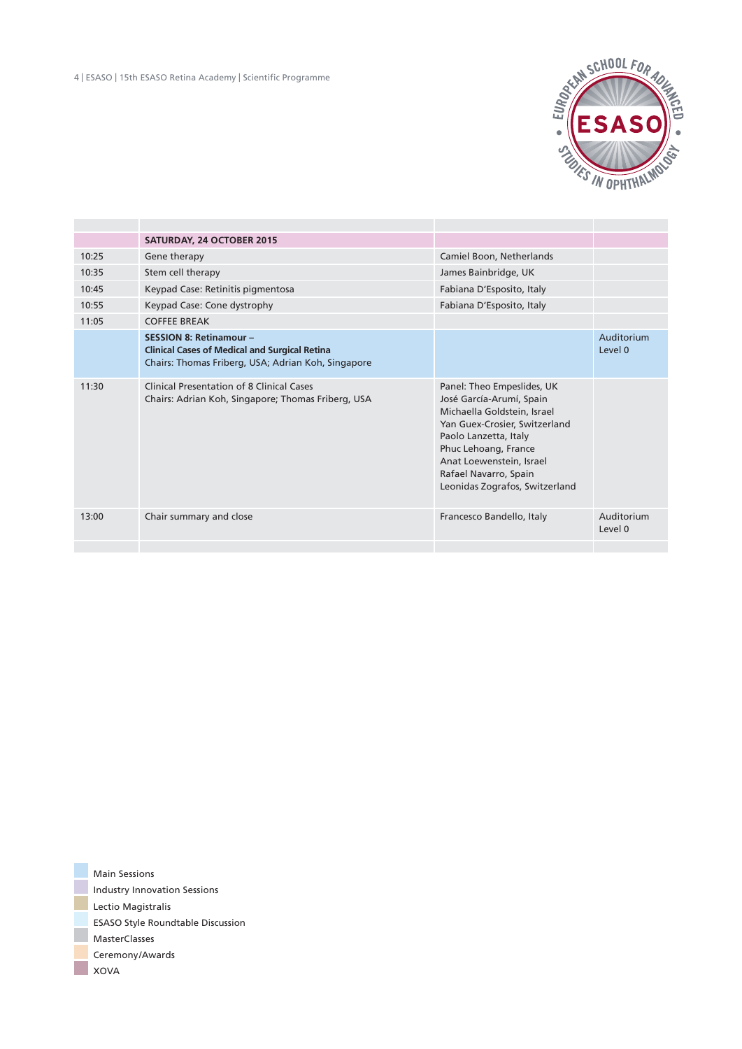| | SATURDAY, 24 OCTOBER 2015 | | |
|---|---|---|---|
| 10:25 | Gene therapy | Camiel Boon, Netherlands | |
| 10:35 | Stem cell therapy | James Bainbridge, UK | |
| 10:45 | Keypad Case: Retinitis pigmentosa | Fabiana D'Esposito, Italy | |
| 10:55 | Keypad Case: Cone dystrophy | Fabiana D'Esposito, Italy | |
| 11:05 | COFFEE BREAK | | |
| | **SESSION 8: Retinamour – Clinical Cases of Medical and Surgical Retina** Chairs: Thomas Friberg, USA; Adrian Koh, Singapore | | Auditorium Level 0 |
| 11:30 | Clinical Presentation of 8 Clinical Cases Chairs: Adrian Koh, Singapore; Thomas Friberg, USA | Panel: Theo Empeslides, UK José García-Arumí, Spain Michaella Goldstein, Israel Yan Guex-Crosier, Switzerland Paolo Lanzetta, Italy Phuc Lehoang, France Anat Loewenstein, Israel Rafael Navarro, Spain Leonidas Zografos, Switzerland | |
| 13:00 | Chair summary and close | Francesco Bandello, Italy | Auditorium Level 0 |

- Main Sessions
- Industry Innovation Sessions
- Lectio Magistralis
- ESASO Style Roundtable Discussion
- MasterClasses
- Ceremony/Awards
- XOVA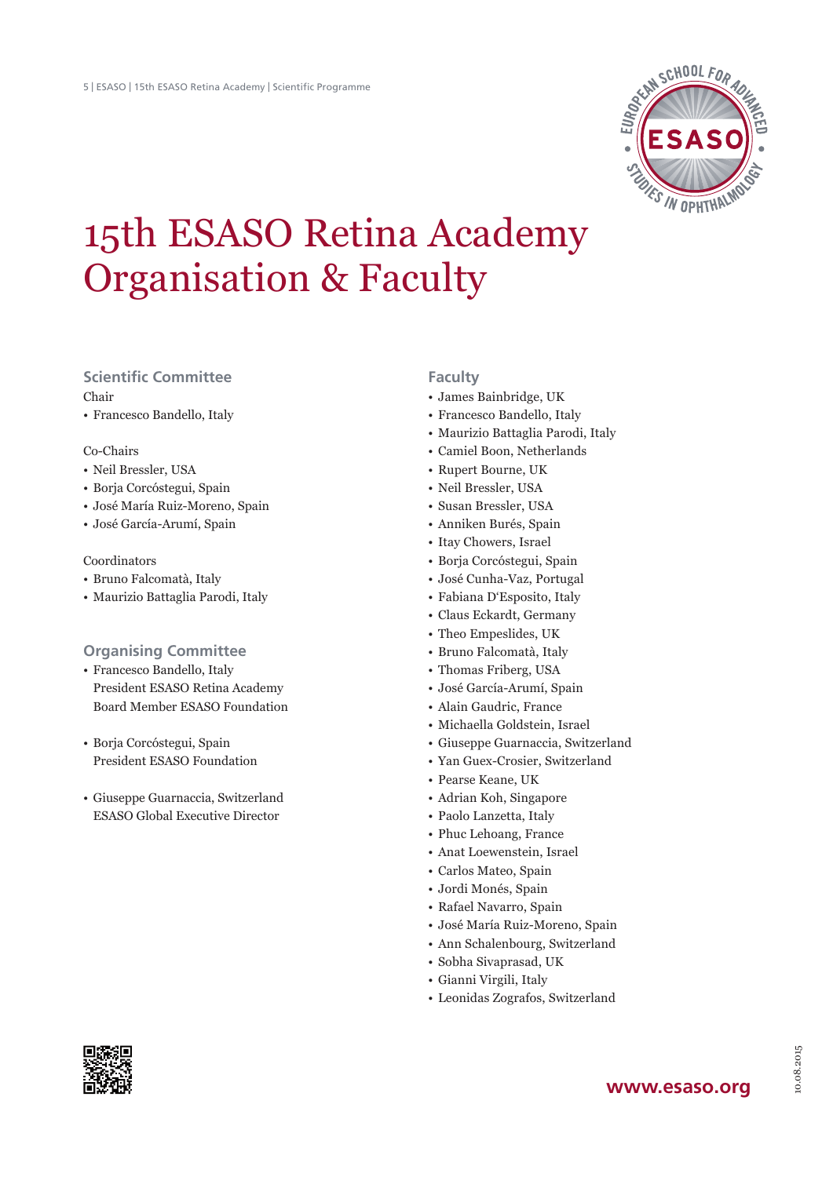# 15th ESASO Retina Academy Organisation & Faculty

## Scientific Committee

Chair

- Francesco Bandello, Italy

Co-Chairs

- Neil Bressler, USA
- Borja Corcóstegui, Spain
- José María Ruiz-Moreno, Spain
- José García-Arumí, Spain

Coordinators

- Bruno Falcomatà, Italy
- Maurizio Battaglia Parodi, Italy

## Organising Committee

- Francesco Bandello, Italy
  President ESASO Retina Academy
  Board Member ESASO Foundation

- Borja Corcóstegui, Spain
  President ESASO Foundation

- Giuseppe Guarnaccia, Switzerland
  ESASO Global Executive Director

## Faculty

- James Bainbridge, UK
- Francesco Bandello, Italy
- Maurizio Battaglia Parodi, Italy
- Camiel Boon, Netherlands
- Rupert Bourne, UK
- Neil Bressler, USA
- Susan Bressler, USA
- Anniken Burés, Spain
- Itay Chowers, Israel
- Borja Corcóstegui, Spain
- José Cunha-Vaz, Portugal
- Fabiana D'Esposito, Italy
- Claus Eckardt, Germany
- Theo Empeslides, UK
- Bruno Falcomatà, Italy
- Thomas Friberg, USA
- José García-Arumí, Spain
- Alain Gaudric, France
- Michaella Goldstein, Israel
- Giuseppe Guarnaccia, Switzerland
- Yan Guex-Crosier, Switzerland
- Pearse Keane, UK
- Adrian Koh, Singapore
- Paolo Lanzetta, Italy
- Phuc Lehoang, France
- Anat Loewenstein, Israel
- Carlos Mateo, Spain
- Jordi Monés, Spain
- Rafael Navarro, Spain
- José María Ruiz-Moreno, Spain
- Ann Schalenbourg, Switzerland
- Sobha Sivaprasad, UK
- Gianni Virgili, Italy
- Leonidas Zografos, Switzerland

www.esaso.org

10.08.2015